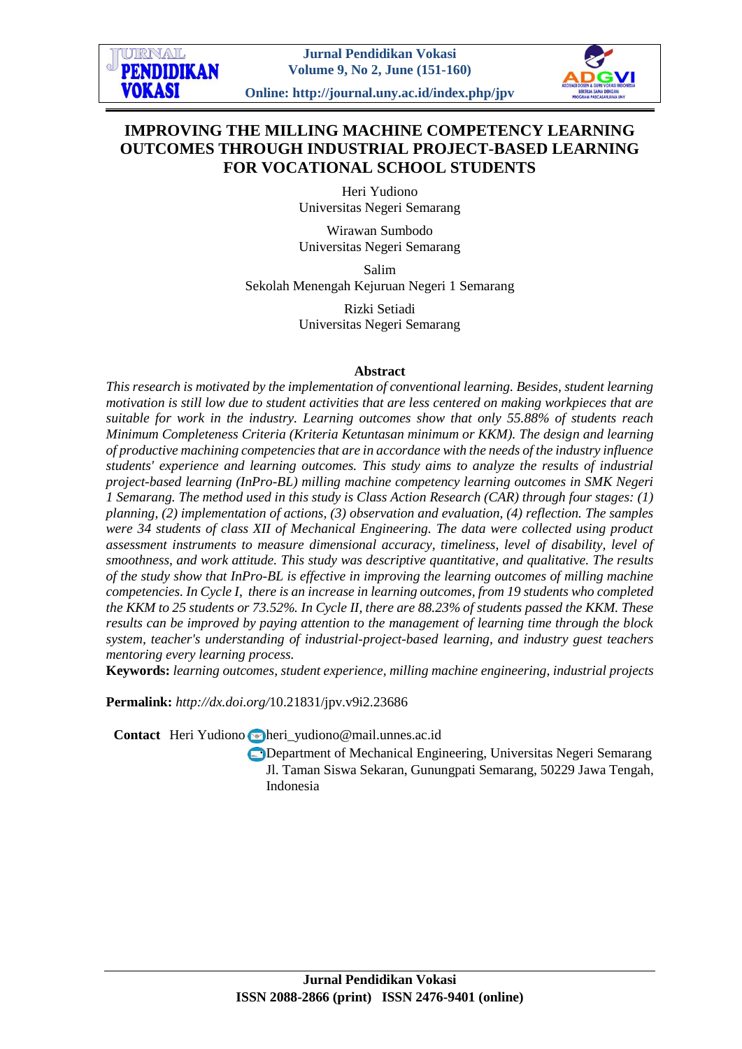# IMPROVING THE MILLING MACHINE COMPETENCY LEARNING OUTCOMES THROUGH INDUSTRIAL PROJECT-BASED LEARNING FOR VOCATIONAL SCHOOL STUDENTS

Heri Yudiono
Universitas Negeri Semarang

Wirawan Sumbodo
Universitas Negeri Semarang

Salim
Sekolah Menengah Kejuruan Negeri 1 Semarang

Rizki Setiadi
Universitas Negeri Semarang

## Abstract

*This research is motivated by the implementation of conventional learning. Besides, student learning motivation is still low due to student activities that are less centered on making workpieces that are suitable for work in the industry. Learning outcomes show that only 55.88% of students reach Minimum Completeness Criteria (Kriteria Ketuntasan minimum or KKM). The design and learning of productive machining competencies that are in accordance with the needs of the industry influence students' experience and learning outcomes. This study aims to analyze the results of industrial project-based learning (InPro-BL) milling machine competency learning outcomes in SMK Negeri 1 Semarang. The method used in this study is Class Action Research (CAR) through four stages: (1) planning, (2) implementation of actions, (3) observation and evaluation, (4) reflection. The samples were 34 students of class XII of Mechanical Engineering. The data were collected using product assessment instruments to measure dimensional accuracy, timeliness, level of disability, level of smoothness, and work attitude. This study was descriptive quantitative, and qualitative. The results of the study show that InPro-BL is effective in improving the learning outcomes of milling machine competencies. In Cycle I, there is an increase in learning outcomes, from 19 students who completed the KKM to 25 students or 73.52%. In Cycle II, there are 88.23% of students passed the KKM. These results can be improved by paying attention to the management of learning time through the block system, teacher's understanding of industrial-project-based learning, and industry guest teachers mentoring every learning process.*

**Keywords:** *learning outcomes, student experience, milling machine engineering, industrial projects*

**Permalink:** *http://dx.doi.org/*10.21831/jpv.v9i2.23686

**Contact** Heri Yudiono heri_yudiono@mail.unnes.ac.id
Department of Mechanical Engineering, Universitas Negeri Semarang
Jl. Taman Siswa Sekaran, Gunungpati Semarang, 50229 Jawa Tengah, Indonesia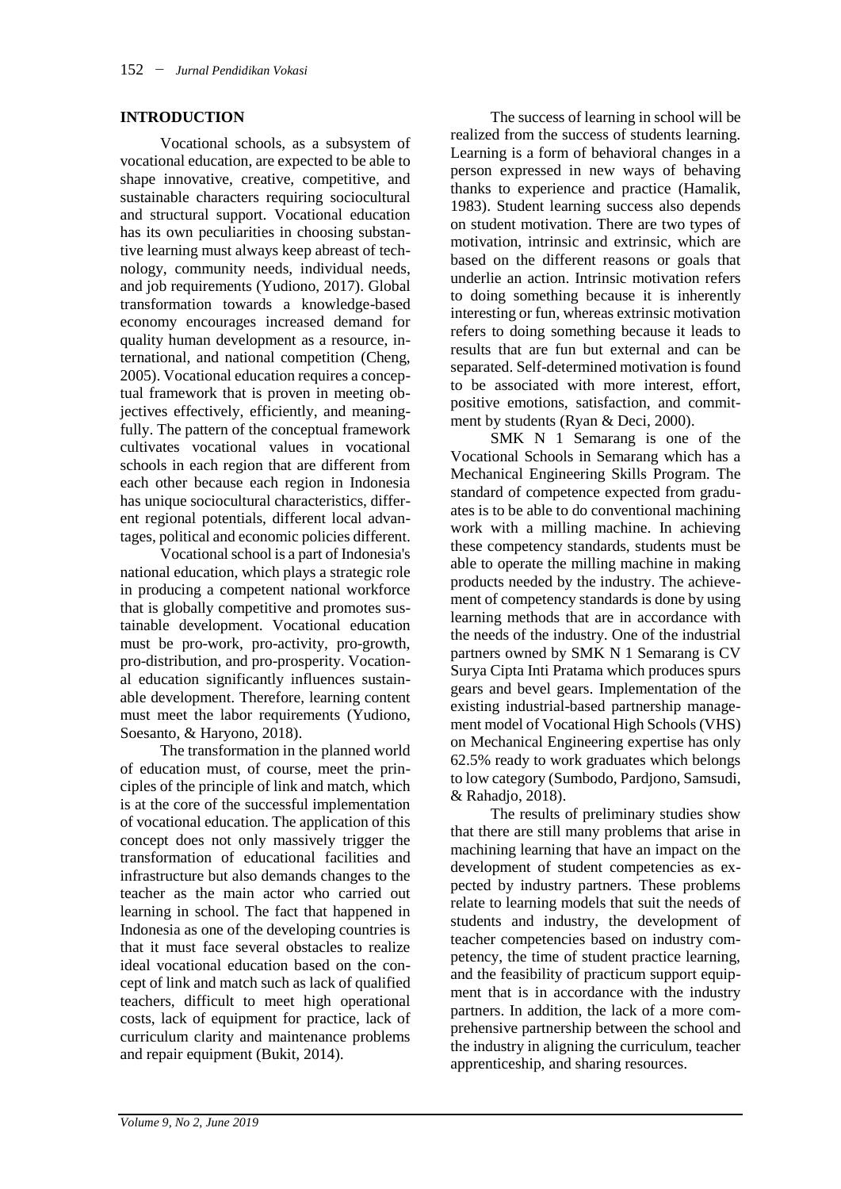## INTRODUCTION

Vocational schools, as a subsystem of vocational education, are expected to be able to shape innovative, creative, competitive, and sustainable characters requiring sociocultural and structural support. Vocational education has its own peculiarities in choosing substantive learning must always keep abreast of technology, community needs, individual needs, and job requirements (Yudiono, 2017). Global transformation towards a knowledge-based economy encourages increased demand for quality human development as a resource, international, and national competition (Cheng, 2005). Vocational education requires a conceptual framework that is proven in meeting objectives effectively, efficiently, and meaningfully. The pattern of the conceptual framework cultivates vocational values in vocational schools in each region that are different from each other because each region in Indonesia has unique sociocultural characteristics, different regional potentials, different local advantages, political and economic policies different.

Vocational school is a part of Indonesia's national education, which plays a strategic role in producing a competent national workforce that is globally competitive and promotes sustainable development. Vocational education must be pro-work, pro-activity, pro-growth, pro-distribution, and pro-prosperity. Vocational education significantly influences sustainable development. Therefore, learning content must meet the labor requirements (Yudiono, Soesanto, & Haryono, 2018).

The transformation in the planned world of education must, of course, meet the principles of the principle of link and match, which is at the core of the successful implementation of vocational education. The application of this concept does not only massively trigger the transformation of educational facilities and infrastructure but also demands changes to the teacher as the main actor who carried out learning in school. The fact that happened in Indonesia as one of the developing countries is that it must face several obstacles to realize ideal vocational education based on the concept of link and match such as lack of qualified teachers, difficult to meet high operational costs, lack of equipment for practice, lack of curriculum clarity and maintenance problems and repair equipment (Bukit, 2014).

The success of learning in school will be realized from the success of students learning. Learning is a form of behavioral changes in a person expressed in new ways of behaving thanks to experience and practice (Hamalik, 1983). Student learning success also depends on student motivation. There are two types of motivation, intrinsic and extrinsic, which are based on the different reasons or goals that underlie an action. Intrinsic motivation refers to doing something because it is inherently interesting or fun, whereas extrinsic motivation refers to doing something because it leads to results that are fun but external and can be separated. Self-determined motivation is found to be associated with more interest, effort, positive emotions, satisfaction, and commitment by students (Ryan & Deci, 2000).

SMK N 1 Semarang is one of the Vocational Schools in Semarang which has a Mechanical Engineering Skills Program. The standard of competence expected from graduates is to be able to do conventional machining work with a milling machine. In achieving these competency standards, students must be able to operate the milling machine in making products needed by the industry. The achievement of competency standards is done by using learning methods that are in accordance with the needs of the industry. One of the industrial partners owned by SMK N 1 Semarang is CV Surya Cipta Inti Pratama which produces spurs gears and bevel gears. Implementation of the existing industrial-based partnership management model of Vocational High Schools (VHS) on Mechanical Engineering expertise has only 62.5% ready to work graduates which belongs to low category (Sumbodo, Pardjono, Samsudi, & Rahadjo, 2018).

The results of preliminary studies show that there are still many problems that arise in machining learning that have an impact on the development of student competencies as expected by industry partners. These problems relate to learning models that suit the needs of students and industry, the development of teacher competencies based on industry competency, the time of student practice learning, and the feasibility of practicum support equipment that is in accordance with the industry partners. In addition, the lack of a more comprehensive partnership between the school and the industry in aligning the curriculum, teacher apprenticeship, and sharing resources.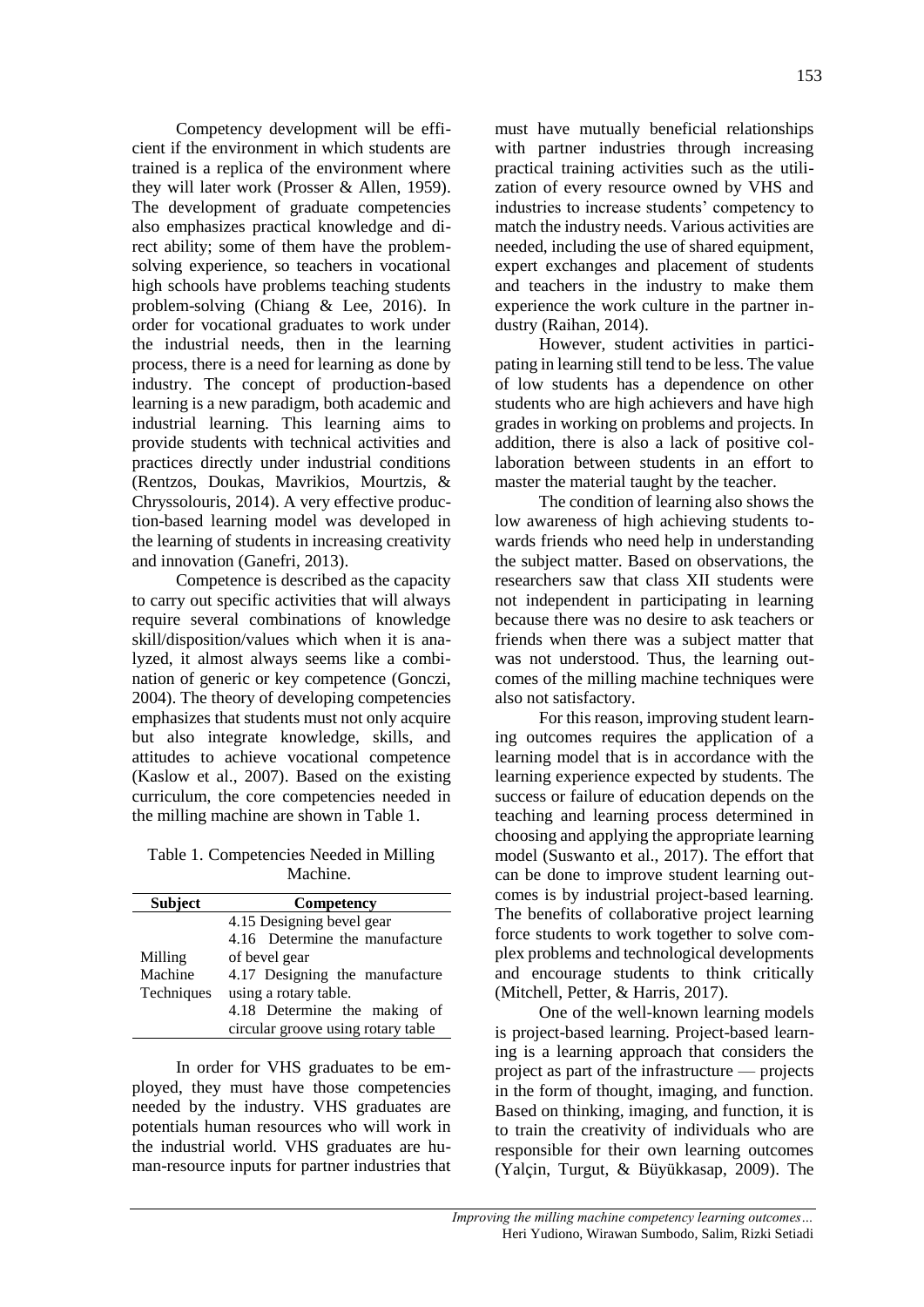Competency development will be efficient if the environment in which students are trained is a replica of the environment where they will later work (Prosser & Allen, 1959). The development of graduate competencies also emphasizes practical knowledge and direct ability; some of them have the problem-solving experience, so teachers in vocational high schools have problems teaching students problem-solving (Chiang & Lee, 2016). In order for vocational graduates to work under the industrial needs, then in the learning process, there is a need for learning as done by industry. The concept of production-based learning is a new paradigm, both academic and industrial learning. This learning aims to provide students with technical activities and practices directly under industrial conditions (Rentzos, Doukas, Mavrikios, Mourtzis, & Chryssolouris, 2014). A very effective production-based learning model was developed in the learning of students in increasing creativity and innovation (Ganefri, 2013).

Competence is described as the capacity to carry out specific activities that will always require several combinations of knowledge skill/disposition/values which when it is analyzed, it almost always seems like a combination of generic or key competence (Gonczi, 2004). The theory of developing competencies emphasizes that students must not only acquire but also integrate knowledge, skills, and attitudes to achieve vocational competence (Kaslow et al., 2007). Based on the existing curriculum, the core competencies needed in the milling machine are shown in Table 1.

Table 1. Competencies Needed in Milling Machine.

| Subject | Competency |
|---|---|
| Milling Machine Techniques | 4.15 Designing bevel gear<br>4.16 Determine the manufacture of bevel gear<br>4.17 Designing the manufacture using a rotary table.<br>4.18 Determine the making of circular groove using rotary table |

In order for VHS graduates to be employed, they must have those competencies needed by the industry. VHS graduates are potentials human resources who will work in the industrial world. VHS graduates are human-resource inputs for partner industries that must have mutually beneficial relationships with partner industries through increasing practical training activities such as the utilization of every resource owned by VHS and industries to increase students' competency to match the industry needs. Various activities are needed, including the use of shared equipment, expert exchanges and placement of students and teachers in the industry to make them experience the work culture in the partner industry (Raihan, 2014).

However, student activities in participating in learning still tend to be less. The value of low students has a dependence on other students who are high achievers and have high grades in working on problems and projects. In addition, there is also a lack of positive collaboration between students in an effort to master the material taught by the teacher.

The condition of learning also shows the low awareness of high achieving students towards friends who need help in understanding the subject matter. Based on observations, the researchers saw that class XII students were not independent in participating in learning because there was no desire to ask teachers or friends when there was a subject matter that was not understood. Thus, the learning outcomes of the milling machine techniques were also not satisfactory.

For this reason, improving student learning outcomes requires the application of a learning model that is in accordance with the learning experience expected by students. The success or failure of education depends on the teaching and learning process determined in choosing and applying the appropriate learning model (Suswanto et al., 2017). The effort that can be done to improve student learning outcomes is by industrial project-based learning. The benefits of collaborative project learning force students to work together to solve complex problems and technological developments and encourage students to think critically (Mitchell, Petter, & Harris, 2017).

One of the well-known learning models is project-based learning. Project-based learning is a learning approach that considers the project as part of the infrastructure — projects in the form of thought, imaging, and function. Based on thinking, imaging, and function, it is to train the creativity of individuals who are responsible for their own learning outcomes (Yalçin, Turgut, & Büyükkasap, 2009). The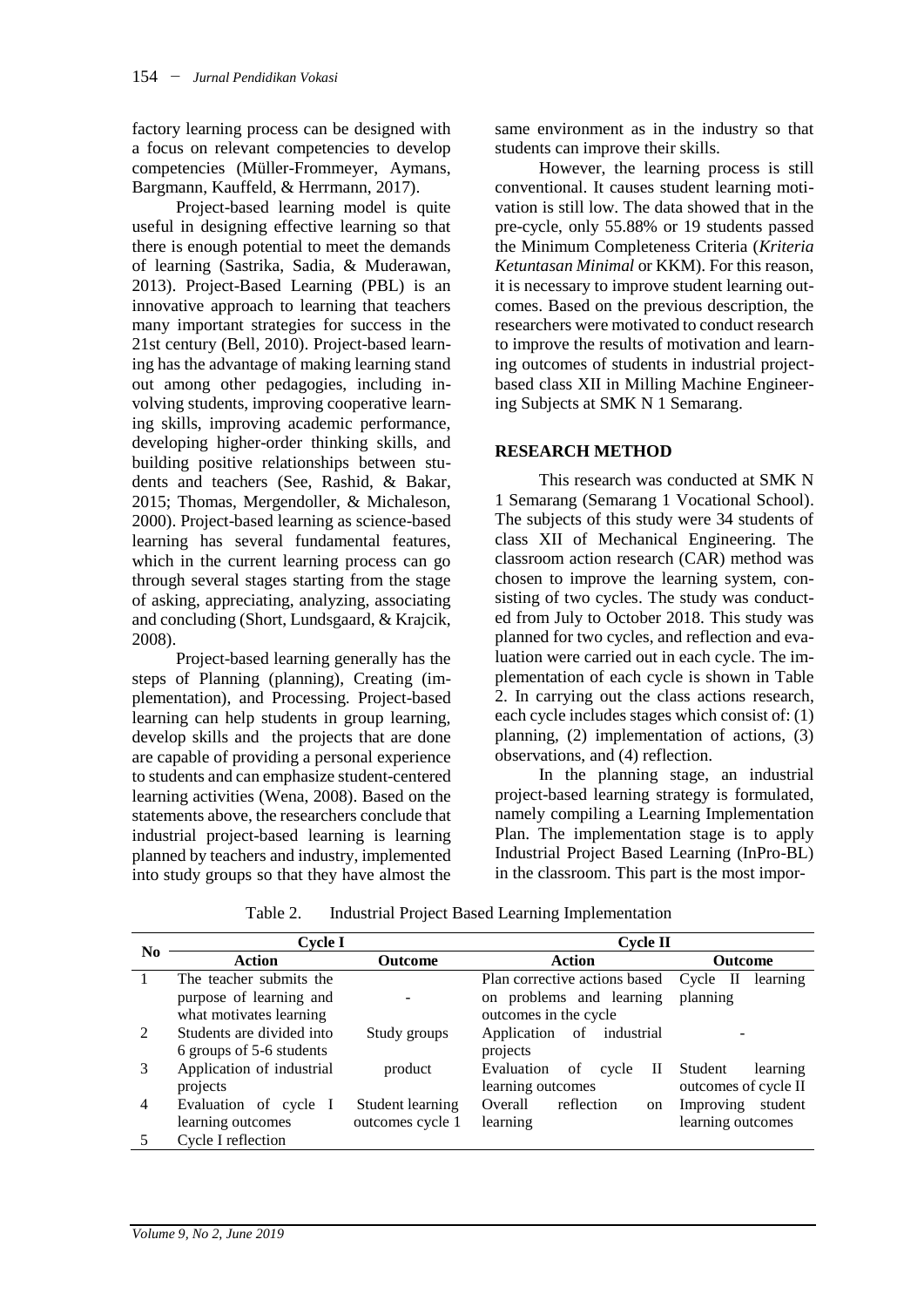factory learning process can be designed with a focus on relevant competencies to develop competencies (Müller-Frommeyer, Aymans, Bargmann, Kauffeld, & Herrmann, 2017).

Project-based learning model is quite useful in designing effective learning so that there is enough potential to meet the demands of learning (Sastrika, Sadia, & Muderawan, 2013). Project-Based Learning (PBL) is an innovative approach to learning that teachers many important strategies for success in the 21st century (Bell, 2010). Project-based learning has the advantage of making learning stand out among other pedagogies, including involving students, improving cooperative learning skills, improving academic performance, developing higher-order thinking skills, and building positive relationships between students and teachers (See, Rashid, & Bakar, 2015; Thomas, Mergendoller, & Michaleson, 2000). Project-based learning as science-based learning has several fundamental features, which in the current learning process can go through several stages starting from the stage of asking, appreciating, analyzing, associating and concluding (Short, Lundsgaard, & Krajcik, 2008).

Project-based learning generally has the steps of Planning (planning), Creating (implementation), and Processing. Project-based learning can help students in group learning, develop skills and the projects that are done are capable of providing a personal experience to students and can emphasize student-centered learning activities (Wena, 2008). Based on the statements above, the researchers conclude that industrial project-based learning is learning planned by teachers and industry, implemented into study groups so that they have almost the same environment as in the industry so that students can improve their skills.

However, the learning process is still conventional. It causes student learning motivation is still low. The data showed that in the pre-cycle, only 55.88% or 19 students passed the Minimum Completeness Criteria (*Kriteria Ketuntasan Minimal* or KKM). For this reason, it is necessary to improve student learning outcomes. Based on the previous description, the researchers were motivated to conduct research to improve the results of motivation and learning outcomes of students in industrial project-based class XII in Milling Machine Engineering Subjects at SMK N 1 Semarang.

## RESEARCH METHOD

This research was conducted at SMK N 1 Semarang (Semarang 1 Vocational School). The subjects of this study were 34 students of class XII of Mechanical Engineering. The classroom action research (CAR) method was chosen to improve the learning system, consisting of two cycles. The study was conducted from July to October 2018. This study was planned for two cycles, and reflection and evaluation were carried out in each cycle. The implementation of each cycle is shown in Table 2. In carrying out the class actions research, each cycle includes stages which consist of: (1) planning, (2) implementation of actions, (3) observations, and (4) reflection.

In the planning stage, an industrial project-based learning strategy is formulated, namely compiling a Learning Implementation Plan. The implementation stage is to apply Industrial Project Based Learning (InPro-BL) in the classroom. This part is the most impor-

Table 2. Industrial Project Based Learning Implementation

| No | Cycle I | | Cycle II | |
|---|---|---|---|---|
| | **Action** | **Outcome** | **Action** | **Outcome** |
| 1 | The teacher submits the purpose of learning and what motivates learning | - | Plan corrective actions based on problems and learning outcomes in the cycle | Cycle II learning planning |
| 2 | Students are divided into 6 groups of 5-6 students | Study groups | Application of industrial projects | - |
| 3 | Application of industrial projects | product | Evaluation of cycle II learning outcomes | Student learning outcomes of cycle II |
| 4 | Evaluation of cycle I learning outcomes | Student learning outcomes cycle 1 | Overall reflection on learning | Improving student learning outcomes |
| 5 | Cycle I reflection | | | |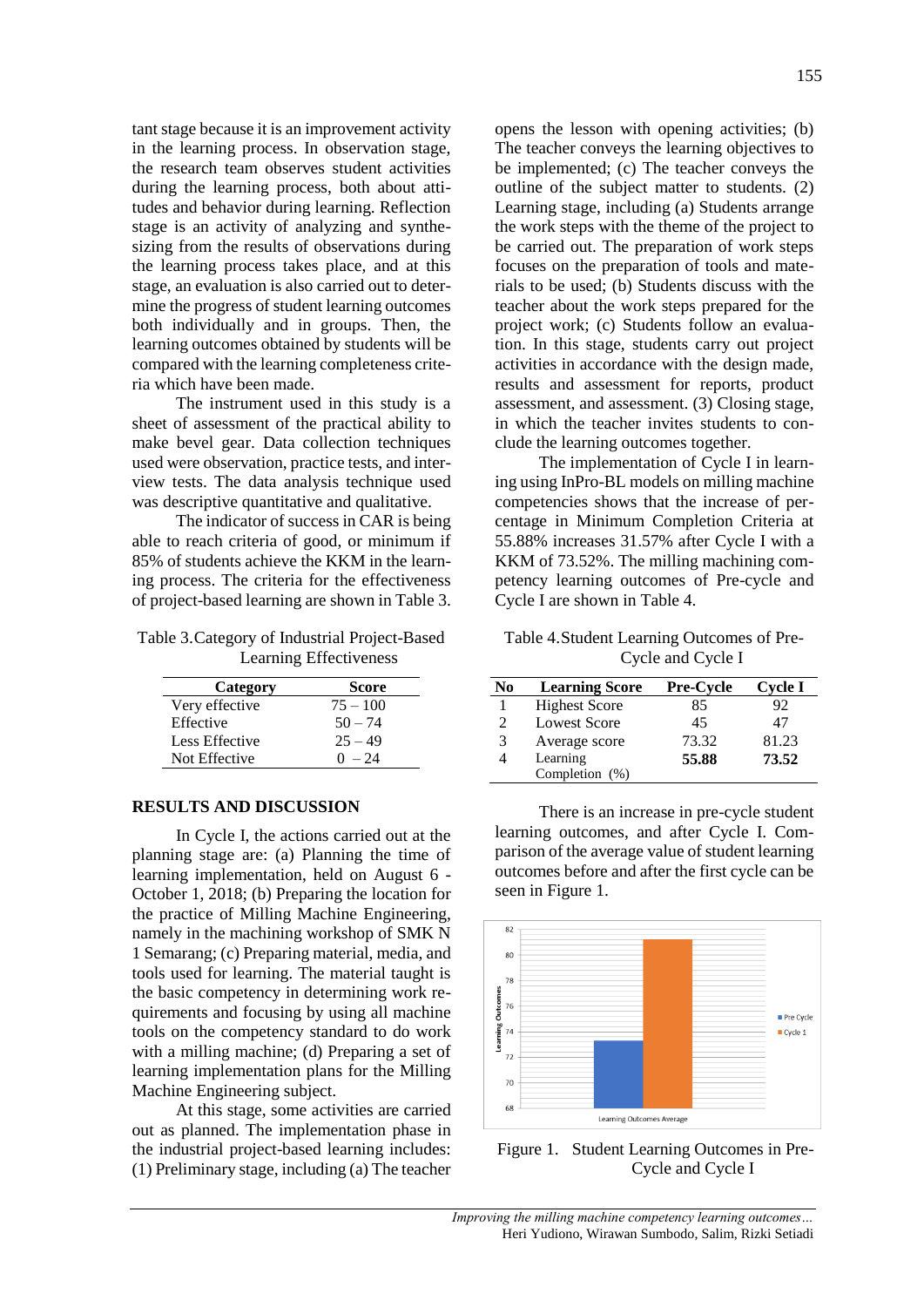tant stage because it is an improvement activity in the learning process. In observation stage, the research team observes student activities during the learning process, both about attitudes and behavior during learning. Reflection stage is an activity of analyzing and synthesizing from the results of observations during the learning process takes place, and at this stage, an evaluation is also carried out to determine the progress of student learning outcomes both individually and in groups. Then, the learning outcomes obtained by students will be compared with the learning completeness criteria which have been made.

The instrument used in this study is a sheet of assessment of the practical ability to make bevel gear. Data collection techniques used were observation, practice tests, and interview tests. The data analysis technique used was descriptive quantitative and qualitative.

The indicator of success in CAR is being able to reach criteria of good, or minimum if 85% of students achieve the KKM in the learning process. The criteria for the effectiveness of project-based learning are shown in Table 3.

Table 3. Category of Industrial Project-Based Learning Effectiveness

| Category | Score |
|---|---|
| Very effective | 75 – 100 |
| Effective | 50 – 74 |
| Less Effective | 25 – 49 |
| Not Effective | 0 – 24 |

## RESULTS AND DISCUSSION

In Cycle I, the actions carried out at the planning stage are: (a) Planning the time of learning implementation, held on August 6 - October 1, 2018; (b) Preparing the location for the practice of Milling Machine Engineering, namely in the machining workshop of SMK N 1 Semarang; (c) Preparing material, media, and tools used for learning. The material taught is the basic competency in determining work requirements and focusing by using all machine tools on the competency standard to do work with a milling machine; (d) Preparing a set of learning implementation plans for the Milling Machine Engineering subject.

At this stage, some activities are carried out as planned. The implementation phase in the industrial project-based learning includes: (1) Preliminary stage, including (a) The teacher opens the lesson with opening activities; (b) The teacher conveys the learning objectives to be implemented; (c) The teacher conveys the outline of the subject matter to students. (2) Learning stage, including (a) Students arrange the work steps with the theme of the project to be carried out. The preparation of work steps focuses on the preparation of tools and materials to be used; (b) Students discuss with the teacher about the work steps prepared for the project work; (c) Students follow an evaluation. In this stage, students carry out project activities in accordance with the design made, results and assessment for reports, product assessment, and assessment. (3) Closing stage, in which the teacher invites students to conclude the learning outcomes together.

The implementation of Cycle I in learning using InPro-BL models on milling machine competencies shows that the increase of percentage in Minimum Completion Criteria at 55.88% increases 31.57% after Cycle I with a KKM of 73.52%. The milling machining competency learning outcomes of Pre-cycle and Cycle I are shown in Table 4.

Table 4. Student Learning Outcomes of Pre-Cycle and Cycle I

| No | Learning Score | Pre-Cycle | Cycle I |
|---|---|---|---|
| 1 | Highest Score | 85 | 92 |
| 2 | Lowest Score | 45 | 47 |
| 3 | Average score | 73.32 | 81.23 |
| 4 | Learning Completion (%) | **55.88** | **73.52** |

There is an increase in pre-cycle student learning outcomes, and after Cycle I. Comparison of the average value of student learning outcomes before and after the first cycle can be seen in Figure 1.

Figure 1. Student Learning Outcomes in Pre-Cycle and Cycle I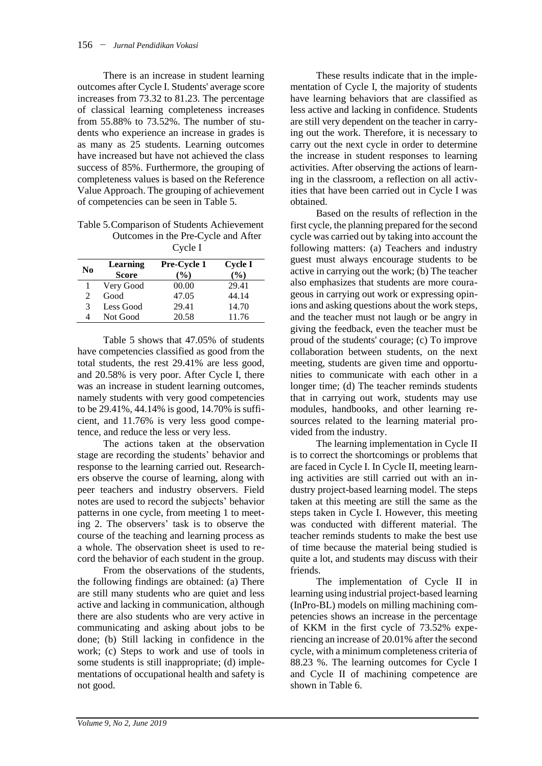There is an increase in student learning outcomes after Cycle I. Students' average score increases from 73.32 to 81.23. The percentage of classical learning completeness increases from 55.88% to 73.52%. The number of students who experience an increase in grades is as many as 25 students. Learning outcomes have increased but have not achieved the class success of 85%. Furthermore, the grouping of completeness values is based on the Reference Value Approach. The grouping of achievement of competencies can be seen in Table 5.

Table 5. Comparison of Students Achievement Outcomes in the Pre-Cycle and After Cycle I

| No | Learning Score | Pre-Cycle 1 (%) | Cycle I (%) |
|---|---|---|---|
| 1 | Very Good | 00.00 | 29.41 |
| 2 | Good | 47.05 | 44.14 |
| 3 | Less Good | 29.41 | 14.70 |
| 4 | Not Good | 20.58 | 11.76 |

Table 5 shows that 47.05% of students have competencies classified as good from the total students, the rest 29.41% are less good, and 20.58% is very poor. After Cycle I, there was an increase in student learning outcomes, namely students with very good competencies to be 29.41%, 44.14% is good, 14.70% is sufficient, and 11.76% is very less good competence, and reduce the less or very less.

The actions taken at the observation stage are recording the students' behavior and response to the learning carried out. Researchers observe the course of learning, along with peer teachers and industry observers. Field notes are used to record the subjects' behavior patterns in one cycle, from meeting 1 to meeting 2. The observers' task is to observe the course of the teaching and learning process as a whole. The observation sheet is used to record the behavior of each student in the group.

From the observations of the students, the following findings are obtained: (a) There are still many students who are quiet and less active and lacking in communication, although there are also students who are very active in communicating and asking about jobs to be done; (b) Still lacking in confidence in the work; (c) Steps to work and use of tools in some students is still inappropriate; (d) implementations of occupational health and safety is not good.

These results indicate that in the implementation of Cycle I, the majority of students have learning behaviors that are classified as less active and lacking in confidence. Students are still very dependent on the teacher in carrying out the work. Therefore, it is necessary to carry out the next cycle in order to determine the increase in student responses to learning activities. After observing the actions of learning in the classroom, a reflection on all activities that have been carried out in Cycle I was obtained.

Based on the results of reflection in the first cycle, the planning prepared for the second cycle was carried out by taking into account the following matters: (a) Teachers and industry guest must always encourage students to be active in carrying out the work; (b) The teacher also emphasizes that students are more courageous in carrying out work or expressing opinions and asking questions about the work steps, and the teacher must not laugh or be angry in giving the feedback, even the teacher must be proud of the students' courage; (c) To improve collaboration between students, on the next meeting, students are given time and opportunities to communicate with each other in a longer time; (d) The teacher reminds students that in carrying out work, students may use modules, handbooks, and other learning resources related to the learning material provided from the industry.

The learning implementation in Cycle II is to correct the shortcomings or problems that are faced in Cycle I. In Cycle II, meeting learning activities are still carried out with an industry project-based learning model. The steps taken at this meeting are still the same as the steps taken in Cycle I. However, this meeting was conducted with different material. The teacher reminds students to make the best use of time because the material being studied is quite a lot, and students may discuss with their friends.

The implementation of Cycle II in learning using industrial project-based learning (InPro-BL) models on milling machining competencies shows an increase in the percentage of KKM in the first cycle of 73.52% experiencing an increase of 20.01% after the second cycle, with a minimum completeness criteria of 88.23 %. The learning outcomes for Cycle I and Cycle II of machining competence are shown in Table 6.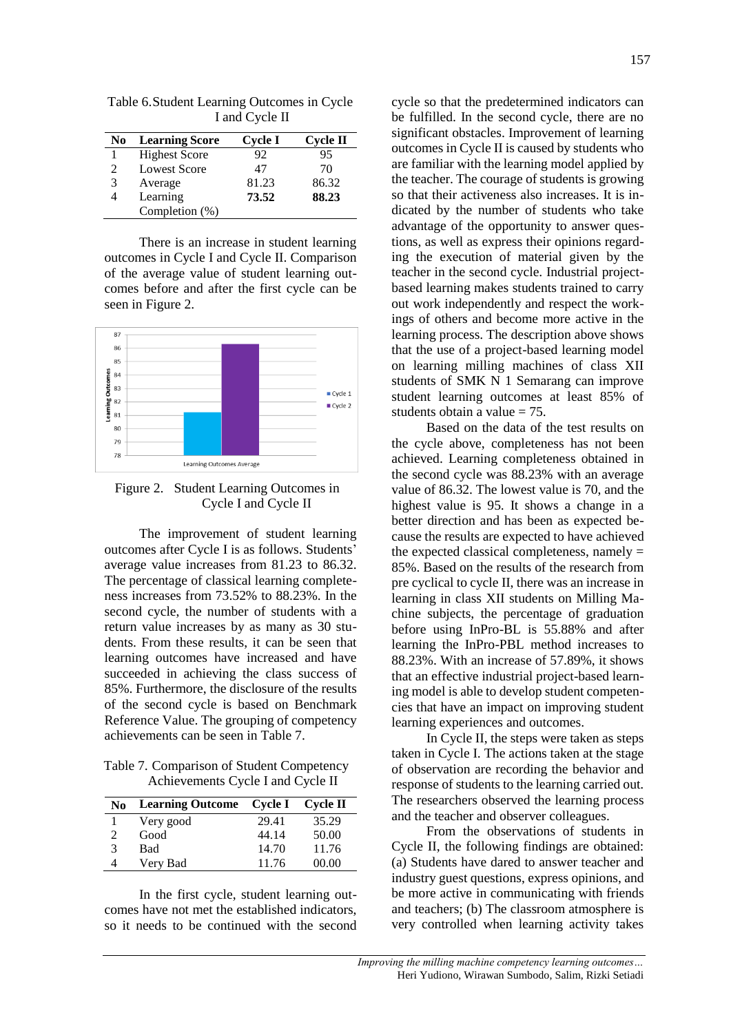Table 6. Student Learning Outcomes in Cycle I and Cycle II

| No | Learning Score | Cycle I | Cycle II |
|---|---|---|---|
| 1 | Highest Score | 92 | 95 |
| 2 | Lowest Score | 47 | 70 |
| 3 | Average | 81.23 | 86.32 |
| 4 | Learning Completion (%) | **73.52** | **88.23** |

There is an increase in student learning outcomes in Cycle I and Cycle II. Comparison of the average value of student learning outcomes before and after the first cycle can be seen in Figure 2.

Figure 2. Student Learning Outcomes in Cycle I and Cycle II

The improvement of student learning outcomes after Cycle I is as follows. Students' average value increases from 81.23 to 86.32. The percentage of classical learning completeness increases from 73.52% to 88.23%. In the second cycle, the number of students with a return value increases by as many as 30 students. From these results, it can be seen that learning outcomes have increased and have succeeded in achieving the class success of 85%. Furthermore, the disclosure of the results of the second cycle is based on Benchmark Reference Value. The grouping of competency achievements can be seen in Table 7.

Table 7. Comparison of Student Competency Achievements Cycle I and Cycle II

| No | Learning Outcome | Cycle I | Cycle II |
|---|---|---|---|
| 1 | Very good | 29.41 | 35.29 |
| 2 | Good | 44.14 | 50.00 |
| 3 | Bad | 14.70 | 11.76 |
| 4 | Very Bad | 11.76 | 00.00 |

In the first cycle, student learning outcomes have not met the established indicators, so it needs to be continued with the second cycle so that the predetermined indicators can be fulfilled. In the second cycle, there are no significant obstacles. Improvement of learning outcomes in Cycle II is caused by students who are familiar with the learning model applied by the teacher. The courage of students is growing so that their activeness also increases. It is indicated by the number of students who take advantage of the opportunity to answer questions, as well as express their opinions regarding the execution of material given by the teacher in the second cycle. Industrial project-based learning makes students trained to carry out work independently and respect the workings of others and become more active in the learning process. The description above shows that the use of a project-based learning model on learning milling machines of class XII students of SMK N 1 Semarang can improve student learning outcomes at least 85% of students obtain a value = 75.

Based on the data of the test results on the cycle above, completeness has not been achieved. Learning completeness obtained in the second cycle was 88.23% with an average value of 86.32. The lowest value is 70, and the highest value is 95. It shows a change in a better direction and has been as expected because the results are expected to have achieved the expected classical completeness, namely = 85%. Based on the results of the research from pre cyclical to cycle II, there was an increase in learning in class XII students on Milling Machine subjects, the percentage of graduation before using InPro-BL is 55.88% and after learning the InPro-PBL method increases to 88.23%. With an increase of 57.89%, it shows that an effective industrial project-based learning model is able to develop student competencies that have an impact on improving student learning experiences and outcomes.

In Cycle II, the steps were taken as steps taken in Cycle I. The actions taken at the stage of observation are recording the behavior and response of students to the learning carried out. The researchers observed the learning process and the teacher and observer colleagues.

From the observations of students in Cycle II, the following findings are obtained: (a) Students have dared to answer teacher and industry guest questions, express opinions, and be more active in communicating with friends and teachers; (b) The classroom atmosphere is very controlled when learning activity takes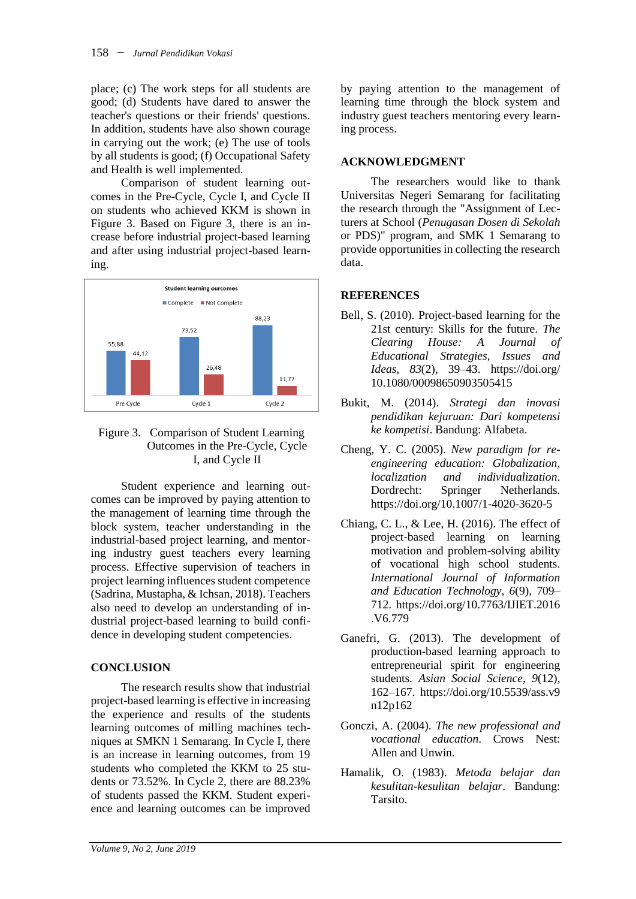place; (c) The work steps for all students are good; (d) Students have dared to answer the teacher's questions or their friends' questions. In addition, students have also shown courage in carrying out the work; (e) The use of tools by all students is good; (f) Occupational Safety and Health is well implemented.

Comparison of student learning outcomes in the Pre-Cycle, Cycle I, and Cycle II on students who achieved KKM is shown in Figure 3. Based on Figure 3, there is an increase before industrial project-based learning and after using industrial project-based learning.

Student learning outcomes

| | Complete | Not Complete |
|---|---|---|
| Pre Cycle | 55,88 | 44,12 |
| Cycle 1 | 73,52 | 26,48 |
| Cycle 2 | 88,23 | 11,77 |

Figure 3. Comparison of Student Learning Outcomes in the Pre-Cycle, Cycle I, and Cycle II

Student experience and learning outcomes can be improved by paying attention to the management of learning time through the block system, teacher understanding in the industrial-based project learning, and mentoring industry guest teachers every learning process. Effective supervision of teachers in project learning influences student competence (Sadrina, Mustapha, & Ichsan, 2018). Teachers also need to develop an understanding of industrial project-based learning to build confidence in developing student competencies.

## CONCLUSION

The research results show that industrial project-based learning is effective in increasing the experience and results of the students learning outcomes of milling machines techniques at SMKN 1 Semarang. In Cycle I, there is an increase in learning outcomes, from 19 students who completed the KKM to 25 students or 73.52%. In Cycle 2, there are 88.23% of students passed the KKM. Student experience and learning outcomes can be improved by paying attention to the management of learning time through the block system and industry guest teachers mentoring every learning process.

## ACKNOWLEDGMENT

The researchers would like to thank Universitas Negeri Semarang for facilitating the research through the "Assignment of Lecturers at School (*Penugasan Dosen di Sekolah* or PDS)" program, and SMK 1 Semarang to provide opportunities in collecting the research data.

## REFERENCES

Bell, S. (2010). Project-based learning for the 21st century: Skills for the future. *The Clearing House: A Journal of Educational Strategies, Issues and Ideas*, *83*(2), 39–43. https://doi.org/10.1080/00098650903505415

Bukit, M. (2014). *Strategi dan inovasi pendidikan kejuruan: Dari kompetensi ke kompetisi*. Bandung: Alfabeta.

Cheng, Y. C. (2005). *New paradigm for re-engineering education: Globalization, localization and individualization*. Dordrecht: Springer Netherlands. https://doi.org/10.1007/1-4020-3620-5

Chiang, C. L., & Lee, H. (2016). The effect of project-based learning on learning motivation and problem-solving ability of vocational high school students. *International Journal of Information and Education Technology*, *6*(9), 709–712. https://doi.org/10.7763/IJIET.2016.V6.779

Ganefri, G. (2013). The development of production-based learning approach to entrepreneurial spirit for engineering students. *Asian Social Science*, *9*(12), 162–167. https://doi.org/10.5539/ass.v9n12p162

Gonczi, A. (2004). *The new professional and vocational education*. Crows Nest: Allen and Unwin.

Hamalik, O. (1983). *Metoda belajar dan kesulitan-kesulitan belajar*. Bandung: Tarsito.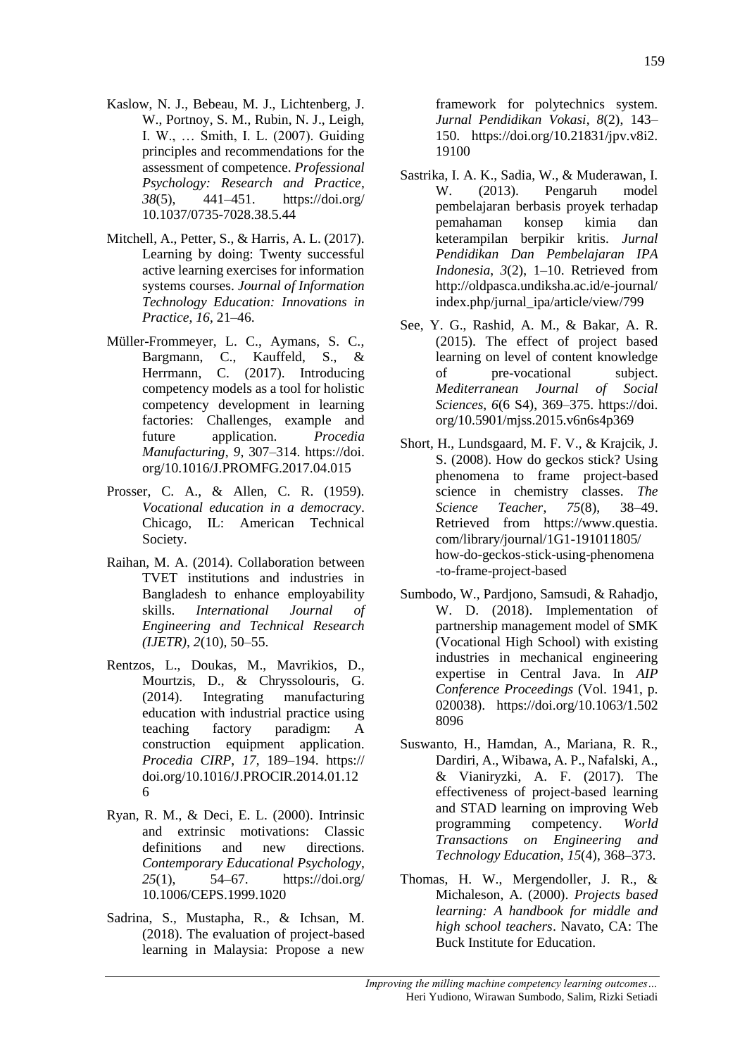Kaslow, N. J., Bebeau, M. J., Lichtenberg, J. W., Portnoy, S. M., Rubin, N. J., Leigh, I. W., … Smith, I. L. (2007). Guiding principles and recommendations for the assessment of competence. *Professional Psychology: Research and Practice*, *38*(5), 441–451. https://doi.org/10.1037/0735-7028.38.5.44

Mitchell, A., Petter, S., & Harris, A. L. (2017). Learning by doing: Twenty successful active learning exercises for information systems courses. *Journal of Information Technology Education: Innovations in Practice*, *16*, 21–46.

Müller-Frommeyer, L. C., Aymans, S. C., Bargmann, C., Kauffeld, S., & Herrmann, C. (2017). Introducing competency models as a tool for holistic competency development in learning factories: Challenges, example and future application. *Procedia Manufacturing*, *9*, 307–314. https://doi.org/10.1016/J.PROMFG.2017.04.015

Prosser, C. A., & Allen, C. R. (1959). *Vocational education in a democracy*. Chicago, IL: American Technical Society.

Raihan, M. A. (2014). Collaboration between TVET institutions and industries in Bangladesh to enhance employability skills. *International Journal of Engineering and Technical Research (IJETR)*, *2*(10), 50–55.

Rentzos, L., Doukas, M., Mavrikios, D., Mourtzis, D., & Chryssolouris, G. (2014). Integrating manufacturing education with industrial practice using teaching factory paradigm: A construction equipment application. *Procedia CIRP*, *17*, 189–194. https://doi.org/10.1016/J.PROCIR.2014.01.126

Ryan, R. M., & Deci, E. L. (2000). Intrinsic and extrinsic motivations: Classic definitions and new directions. *Contemporary Educational Psychology*, *25*(1), 54–67. https://doi.org/10.1006/CEPS.1999.1020

Sadrina, S., Mustapha, R., & Ichsan, M. (2018). The evaluation of project-based learning in Malaysia: Propose a new framework for polytechnics system. *Jurnal Pendidikan Vokasi*, *8*(2), 143–150. https://doi.org/10.21831/jpv.v8i2.19100

Sastrika, I. A. K., Sadia, W., & Muderawan, I. W. (2013). Pengaruh model pembelajaran berbasis proyek terhadap pemahaman konsep kimia dan keterampilan berpikir kritis. *Jurnal Pendidikan Dan Pembelajaran IPA Indonesia*, *3*(2), 1–10. Retrieved from http://oldpasca.undiksha.ac.id/e-journal/index.php/jurnal_ipa/article/view/799

See, Y. G., Rashid, A. M., & Bakar, A. R. (2015). The effect of project based learning on level of content knowledge of pre-vocational subject. *Mediterranean Journal of Social Sciences*, *6*(6 S4), 369–375. https://doi.org/10.5901/mjss.2015.v6n6s4p369

Short, H., Lundsgaard, M. F. V., & Krajcik, J. S. (2008). How do geckos stick? Using phenomena to frame project-based science in chemistry classes. *The Science Teacher*, *75*(8), 38–49. Retrieved from https://www.questia.com/library/journal/1G1-191011805/how-do-geckos-stick-using-phenomena-to-frame-project-based

Sumbodo, W., Pardjono, Samsudi, & Rahadjo, W. D. (2018). Implementation of partnership management model of SMK (Vocational High School) with existing industries in mechanical engineering expertise in Central Java. In *AIP Conference Proceedings* (Vol. 1941, p. 020038). https://doi.org/10.1063/1.5028096

Suswanto, H., Hamdan, A., Mariana, R. R., Dardiri, A., Wibawa, A. P., Nafalski, A., & Vianiryzki, A. F. (2017). The effectiveness of project-based learning and STAD learning on improving Web programming competency. *World Transactions on Engineering and Technology Education*, *15*(4), 368–373.

Thomas, H. W., Mergendoller, J. R., & Michaleson, A. (2000). *Projects based learning: A handbook for middle and high school teachers*. Navato, CA: The Buck Institute for Education.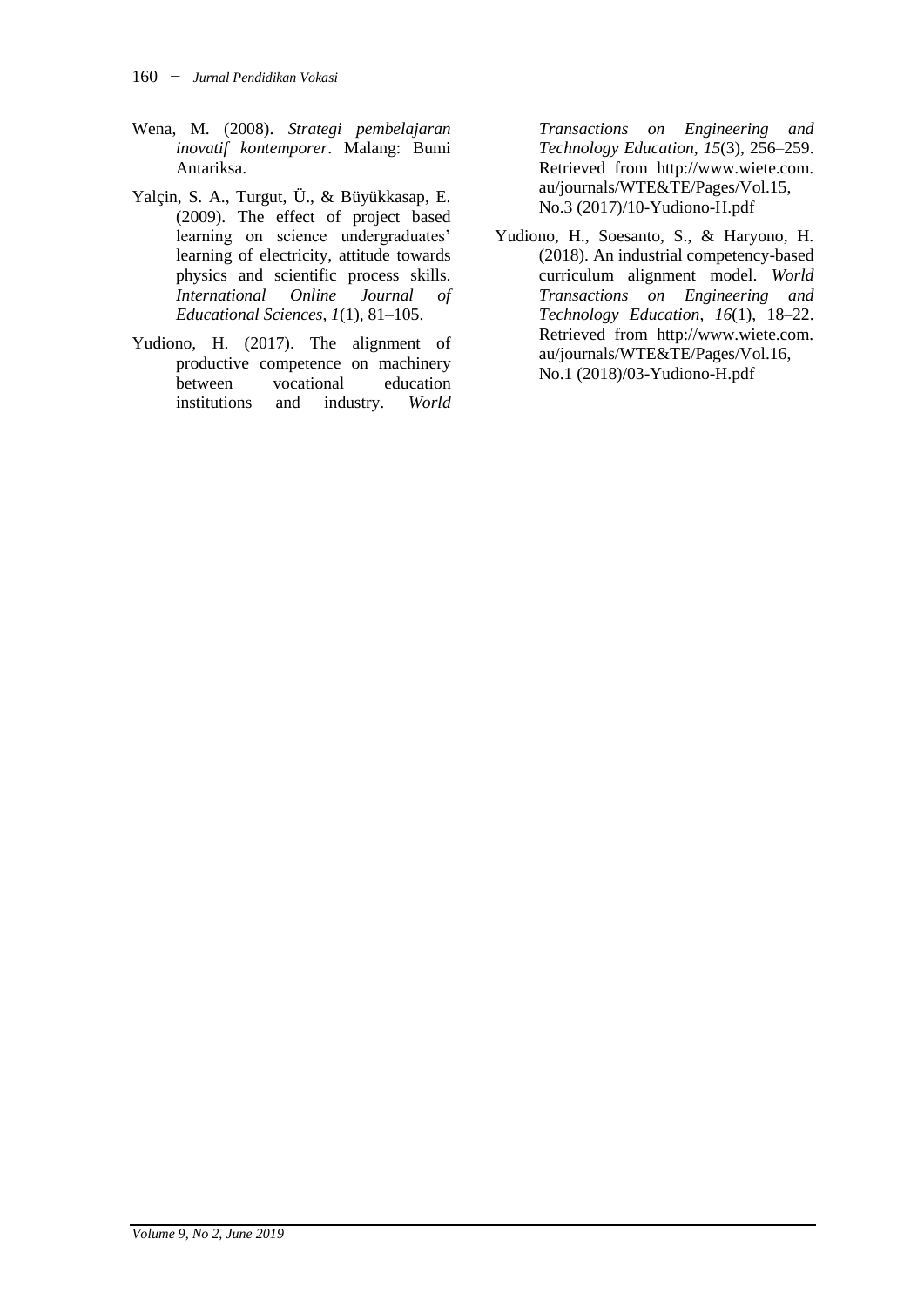Wena, M. (2008). *Strategi pembelajaran inovatif kontemporer*. Malang: Bumi Antariksa.

Yalçin, S. A., Turgut, Ü., & Büyükkasap, E. (2009). The effect of project based learning on science undergraduates' learning of electricity, attitude towards physics and scientific process skills. *International Online Journal of Educational Sciences*, *1*(1), 81–105.

Yudiono, H. (2017). The alignment of productive competence on machinery between vocational education institutions and industry. *World Transactions on Engineering and Technology Education*, *15*(3), 256–259. Retrieved from http://www.wiete.com.au/journals/WTE&TE/Pages/Vol.15, No.3 (2017)/10-Yudiono-H.pdf

Yudiono, H., Soesanto, S., & Haryono, H. (2018). An industrial competency-based curriculum alignment model. *World Transactions on Engineering and Technology Education*, *16*(1), 18–22. Retrieved from http://www.wiete.com.au/journals/WTE&TE/Pages/Vol.16, No.1 (2018)/03-Yudiono-H.pdf